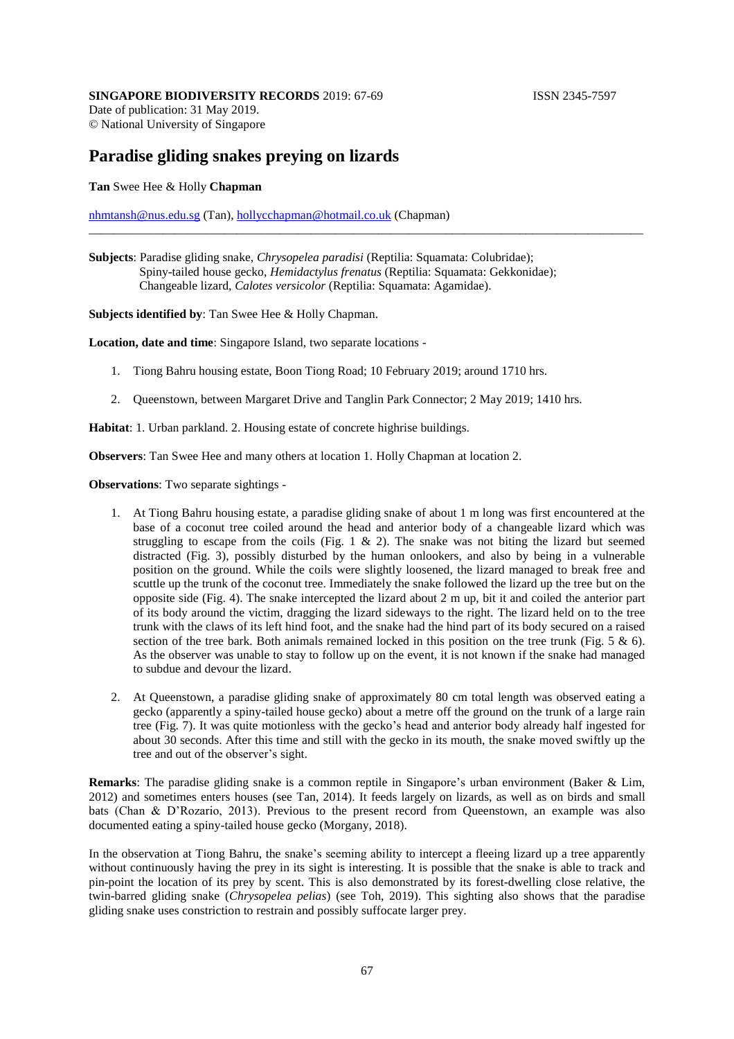**SINGAPORE BIODIVERSITY RECORDS** 2019: 67-69 ISSN 2345-7597
Date of publication: 31 May 2019.
© National University of Singapore

# Paradise gliding snakes preying on lizards

**Tan** Swee Hee & Holly **Chapman**

nhmtansh@nus.edu.sg (Tan), hollycchapman@hotmail.co.uk (Chapman)

---

**Subjects**: Paradise gliding snake, *Chrysopelea paradisi* (Reptilia: Squamata: Colubridae);
Spiny-tailed house gecko, *Hemidactylus frenatus* (Reptilia: Squamata: Gekkonidae);
Changeable lizard, *Calotes versicolor* (Reptilia: Squamata: Agamidae).

**Subjects identified by**: Tan Swee Hee & Holly Chapman.

**Location, date and time**: Singapore Island, two separate locations -

1. Tiong Bahru housing estate, Boon Tiong Road; 10 February 2019; around 1710 hrs.
2. Queenstown, between Margaret Drive and Tanglin Park Connector; 2 May 2019; 1410 hrs.

**Habitat**: 1. Urban parkland. 2. Housing estate of concrete highrise buildings.

**Observers**: Tan Swee Hee and many others at location 1. Holly Chapman at location 2.

**Observations**: Two separate sightings -

1. At Tiong Bahru housing estate, a paradise gliding snake of about 1 m long was first encountered at the base of a coconut tree coiled around the head and anterior body of a changeable lizard which was struggling to escape from the coils (Fig. 1 & 2). The snake was not biting the lizard but seemed distracted (Fig. 3), possibly disturbed by the human onlookers, and also by being in a vulnerable position on the ground. While the coils were slightly loosened, the lizard managed to break free and scuttle up the trunk of the coconut tree. Immediately the snake followed the lizard up the tree but on the opposite side (Fig. 4). The snake intercepted the lizard about 2 m up, bit it and coiled the anterior part of its body around the victim, dragging the lizard sideways to the right. The lizard held on to the tree trunk with the claws of its left hind foot, and the snake had the hind part of its body secured on a raised section of the tree bark. Both animals remained locked in this position on the tree trunk (Fig. 5 & 6). As the observer was unable to stay to follow up on the event, it is not known if the snake had managed to subdue and devour the lizard.

2. At Queenstown, a paradise gliding snake of approximately 80 cm total length was observed eating a gecko (apparently a spiny-tailed house gecko) about a metre off the ground on the trunk of a large rain tree (Fig. 7). It was quite motionless with the gecko's head and anterior body already half ingested for about 30 seconds. After this time and still with the gecko in its mouth, the snake moved swiftly up the tree and out of the observer's sight.

**Remarks**: The paradise gliding snake is a common reptile in Singapore's urban environment (Baker & Lim, 2012) and sometimes enters houses (see Tan, 2014). It feeds largely on lizards, as well as on birds and small bats (Chan & D'Rozario, 2013). Previous to the present record from Queenstown, an example was also documented eating a spiny-tailed house gecko (Morgany, 2018).

In the observation at Tiong Bahru, the snake's seeming ability to intercept a fleeing lizard up a tree apparently without continuously having the prey in its sight is interesting. It is possible that the snake is able to track and pin-point the location of its prey by scent. This is also demonstrated by its forest-dwelling close relative, the twin-barred gliding snake (*Chrysopelea pelias*) (see Toh, 2019). This sighting also shows that the paradise gliding snake uses constriction to restrain and possibly suffocate larger prey.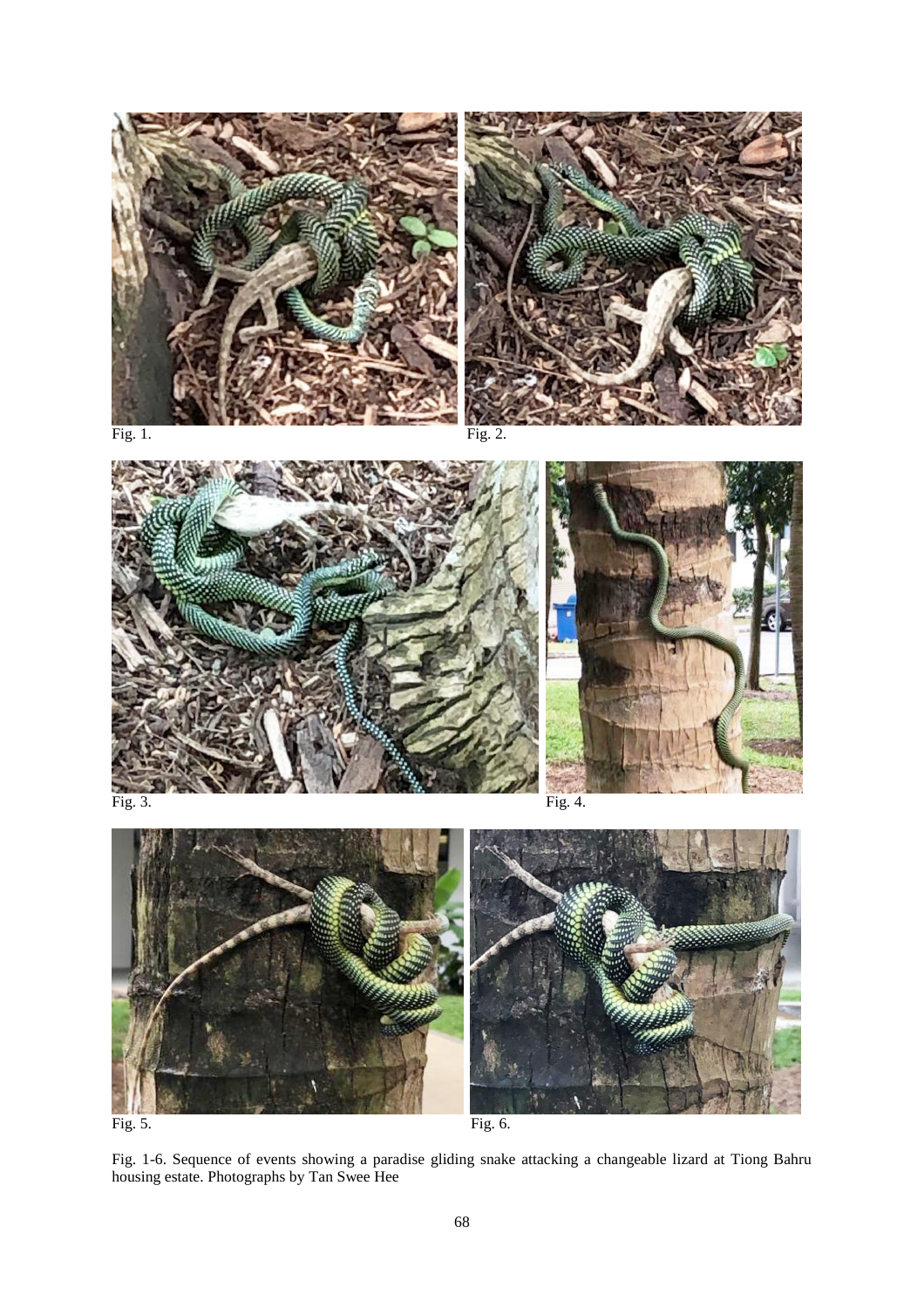Fig. 1.

Fig. 2.

Fig. 3.

Fig. 4.

Fig. 5.

Fig. 6.

Fig. 1-6. Sequence of events showing a paradise gliding snake attacking a changeable lizard at Tiong Bahru housing estate. Photographs by Tan Swee Hee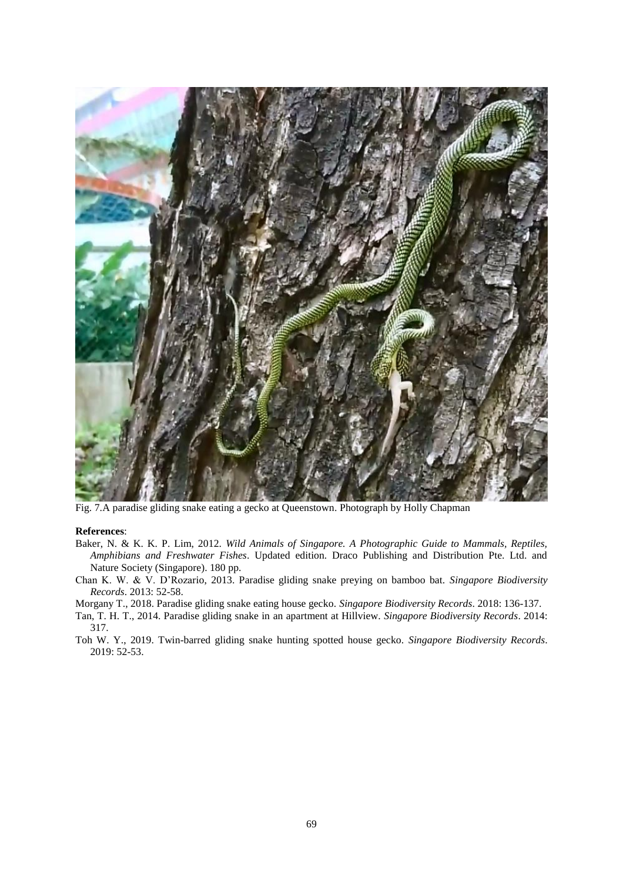Fig. 7.A paradise gliding snake eating a gecko at Queenstown. Photograph by Holly Chapman

**References**:

Baker, N. & K. K. P. Lim, 2012. *Wild Animals of Singapore. A Photographic Guide to Mammals, Reptiles, Amphibians and Freshwater Fishes*. Updated edition. Draco Publishing and Distribution Pte. Ltd. and Nature Society (Singapore). 180 pp.

Chan K. W. & V. D'Rozario, 2013. Paradise gliding snake preying on bamboo bat. *Singapore Biodiversity Records*. 2013: 52-58.

Morgany T., 2018. Paradise gliding snake eating house gecko. *Singapore Biodiversity Records*. 2018: 136-137.

Tan, T. H. T., 2014. Paradise gliding snake in an apartment at Hillview. *Singapore Biodiversity Records*. 2014: 317.

Toh W. Y., 2019. Twin-barred gliding snake hunting spotted house gecko. *Singapore Biodiversity Records*. 2019: 52-53.